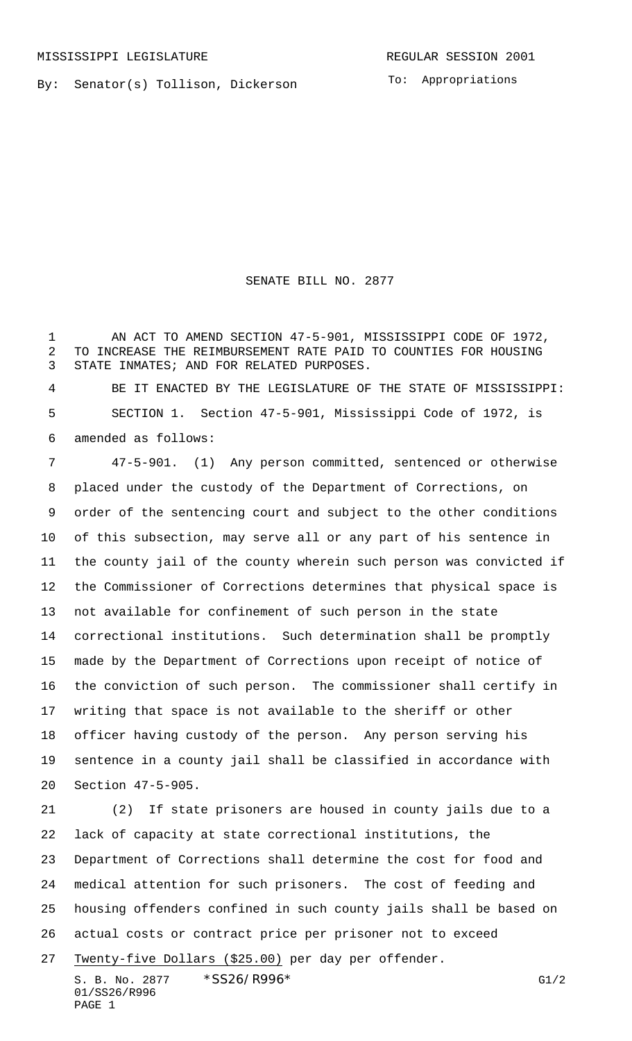MISSISSIPPI LEGISLATURE REGULAR SESSION 2001

By: Senator(s) Tollison, Dickerson

To: Appropriations

# SENATE BILL NO. 2877

AN ACT TO AMEND SECTION 47-5-901, MISSISSIPPI CODE OF 1972, TO INCREASE THE REIMBURSEMENT RATE PAID TO COUNTIES FOR HOUSING STATE INMATES; AND FOR RELATED PURPOSES.

BE IT ENACTED BY THE LEGISLATURE OF THE STATE OF MISSISSIPPI:

SECTION 1. Section 47-5-901, Mississippi Code of 1972, is amended as follows:

47-5-901. (1) Any person committed, sentenced or otherwise placed under the custody of the Department of Corrections, on order of the sentencing court and subject to the other conditions of this subsection, may serve all or any part of his sentence in the county jail of the county wherein such person was convicted if the Commissioner of Corrections determines that physical space is not available for confinement of such person in the state correctional institutions. Such determination shall be promptly made by the Department of Corrections upon receipt of notice of the conviction of such person. The commissioner shall certify in writing that space is not available to the sheriff or other officer having custody of the person. Any person serving his sentence in a county jail shall be classified in accordance with Section 47-5-905.

(2) If state prisoners are housed in county jails due to a lack of capacity at state correctional institutions, the Department of Corrections shall determine the cost for food and medical attention for such prisoners. The cost of feeding and housing offenders confined in such county jails shall be based on actual costs or contract price per prisoner not to exceed Twenty-five Dollars ($25.00) per day per offender.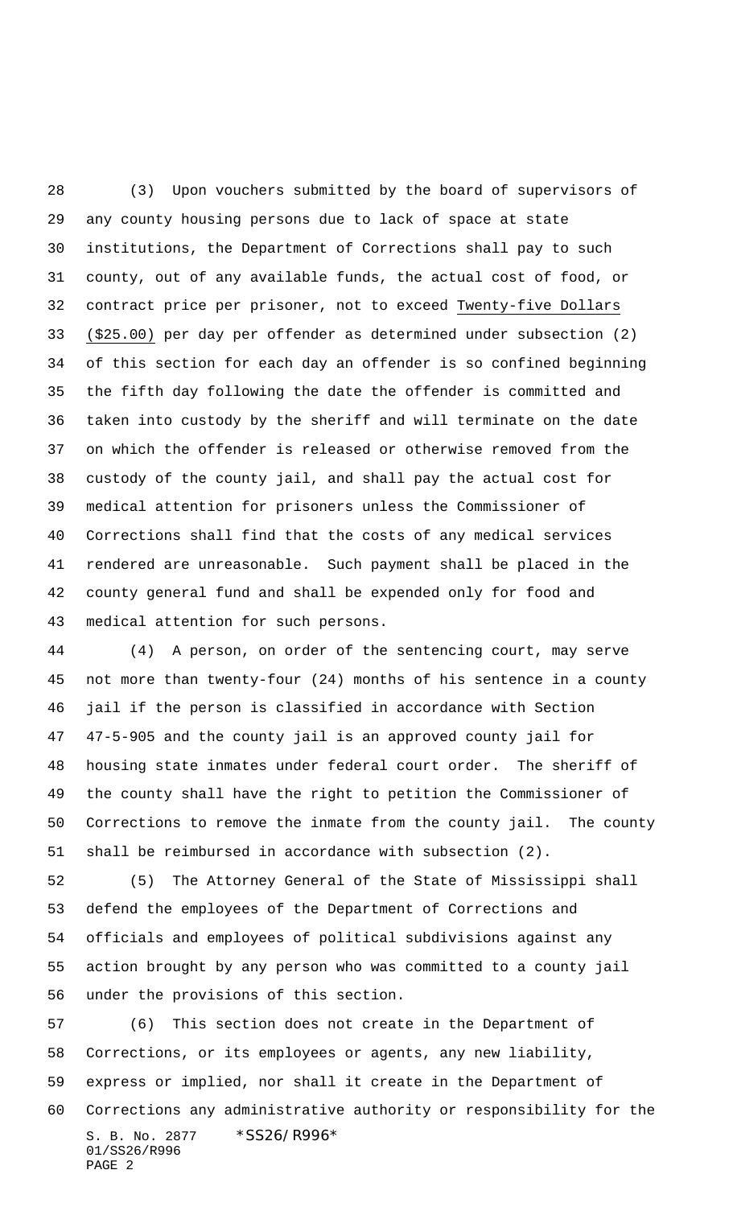(3) Upon vouchers submitted by the board of supervisors of any county housing persons due to lack of space at state institutions, the Department of Corrections shall pay to such county, out of any available funds, the actual cost of food, or contract price per prisoner, not to exceed Twenty-five Dollars ($25.00) per day per offender as determined under subsection (2) of this section for each day an offender is so confined beginning the fifth day following the date the offender is committed and taken into custody by the sheriff and will terminate on the date on which the offender is released or otherwise removed from the custody of the county jail, and shall pay the actual cost for medical attention for prisoners unless the Commissioner of Corrections shall find that the costs of any medical services rendered are unreasonable. Such payment shall be placed in the county general fund and shall be expended only for food and medical attention for such persons.

(4) A person, on order of the sentencing court, may serve not more than twenty-four (24) months of his sentence in a county jail if the person is classified in accordance with Section 47-5-905 and the county jail is an approved county jail for housing state inmates under federal court order. The sheriff of the county shall have the right to petition the Commissioner of Corrections to remove the inmate from the county jail. The county shall be reimbursed in accordance with subsection (2).

(5) The Attorney General of the State of Mississippi shall defend the employees of the Department of Corrections and officials and employees of political subdivisions against any action brought by any person who was committed to a county jail under the provisions of this section.

(6) This section does not create in the Department of Corrections, or its employees or agents, any new liability, express or implied, nor shall it create in the Department of Corrections any administrative authority or responsibility for the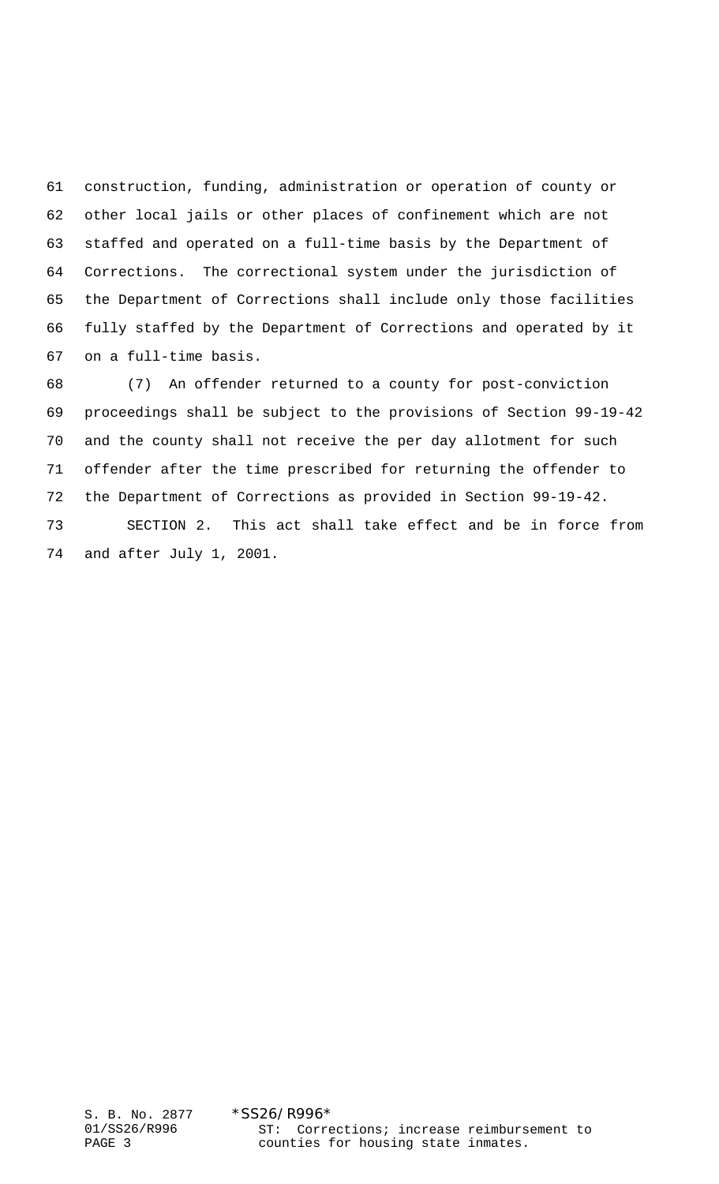construction, funding, administration or operation of county or other local jails or other places of confinement which are not staffed and operated on a full-time basis by the Department of Corrections. The correctional system under the jurisdiction of the Department of Corrections shall include only those facilities fully staffed by the Department of Corrections and operated by it on a full-time basis.

(7) An offender returned to a county for post-conviction proceedings shall be subject to the provisions of Section 99-19-42 and the county shall not receive the per day allotment for such offender after the time prescribed for returning the offender to the Department of Corrections as provided in Section 99-19-42.

SECTION 2. This act shall take effect and be in force from and after July 1, 2001.